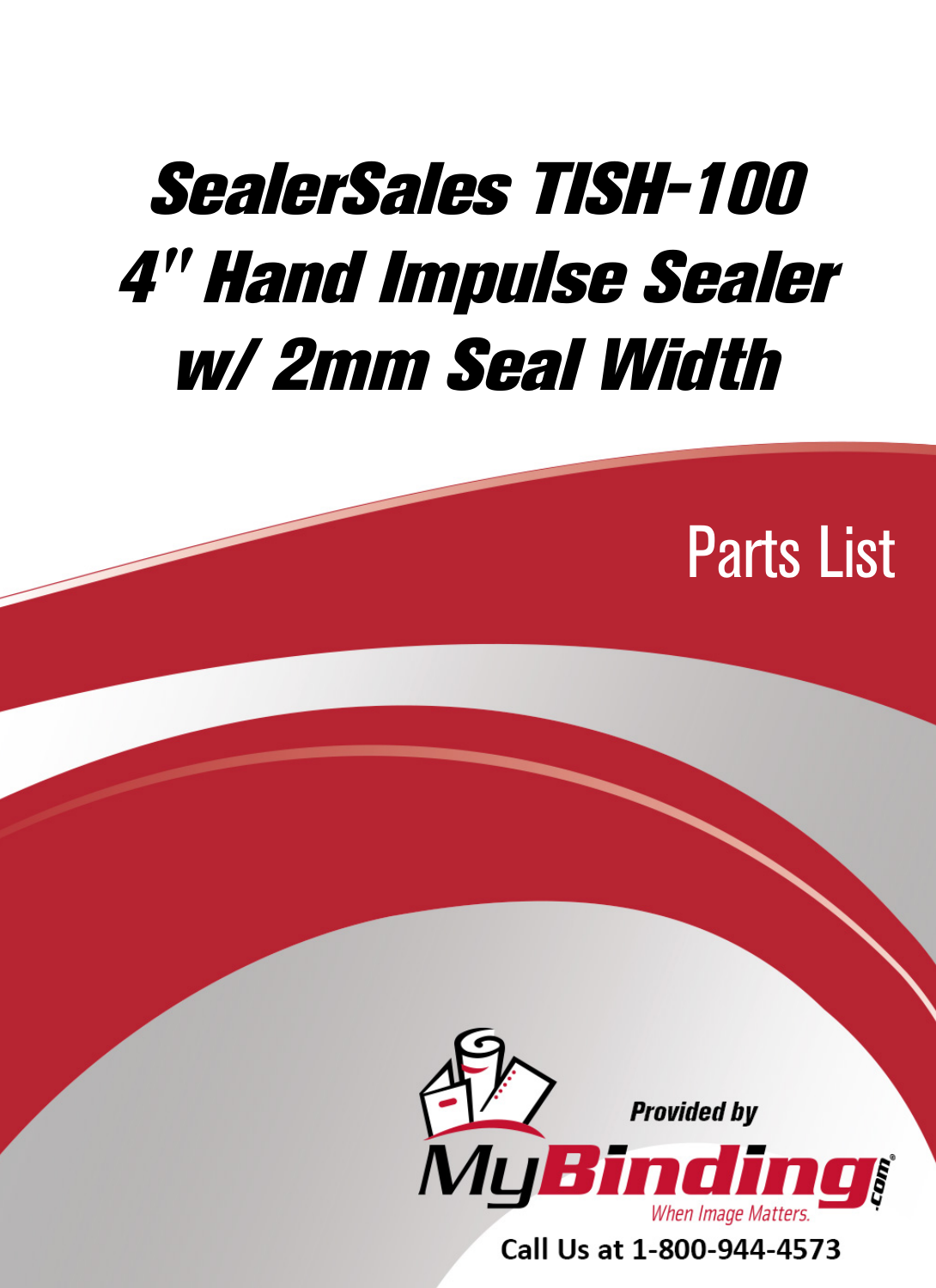# SealerSales TISH-100 4" Hand Impulse Sealer w/ 2mm Seal Width

## Parts List

Provided by

MyBinding.com

When Image Matters.

Call Us at 1-800-944-4573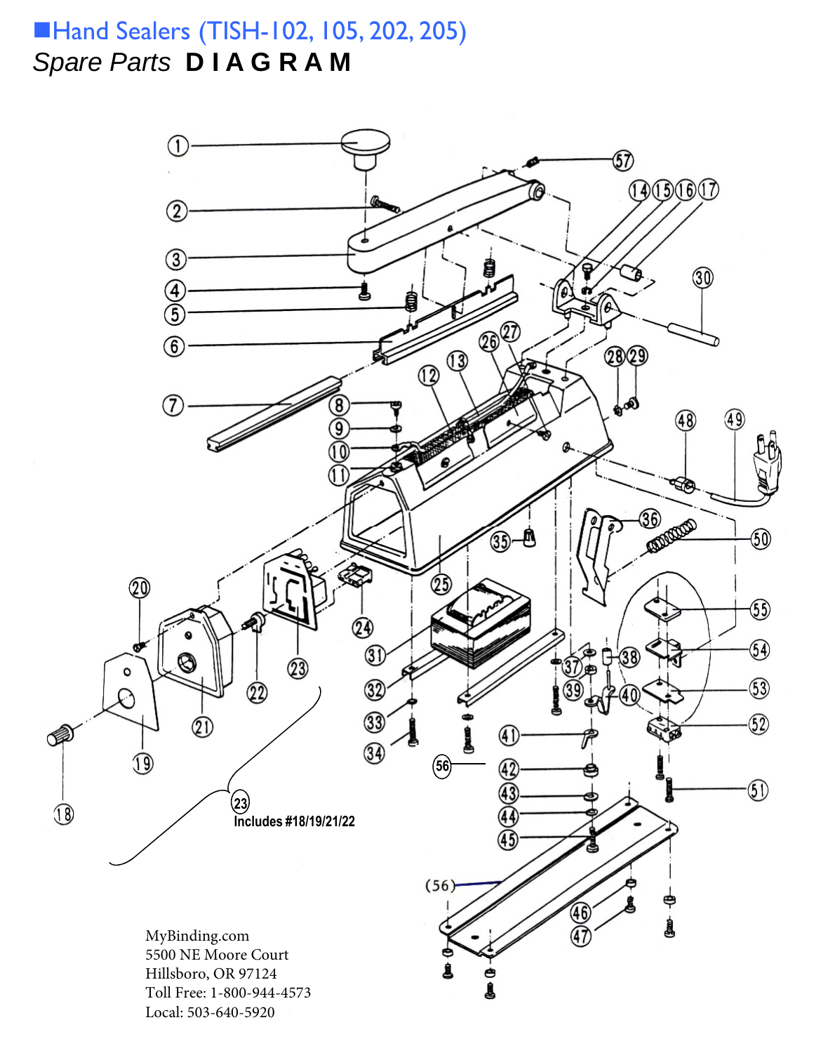# Hand Sealers (TISH-102, 105, 202, 205)

*Spare Parts* **DIAGRAM**

23 Includes #18/19/21/22

MyBinding.com
5500 NE Moore Court
Hillsboro, OR 97124
Toll Free: 1-800-944-4573
Local: 503-640-5920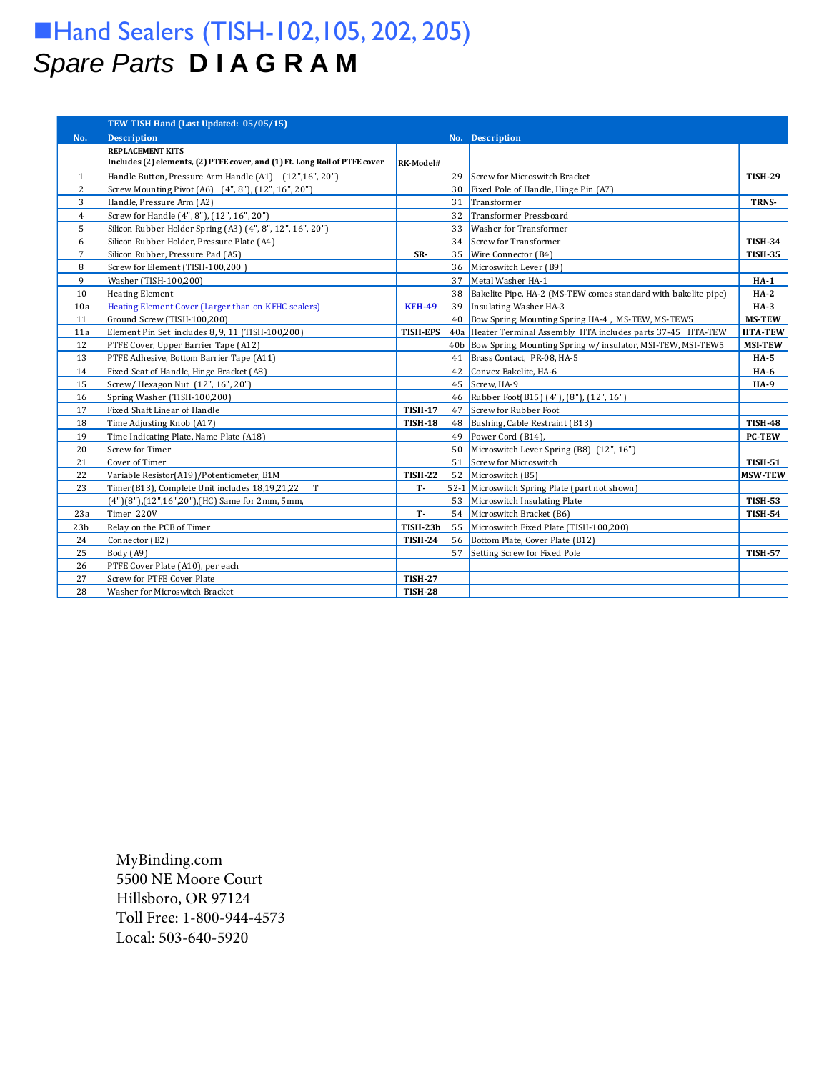# Hand Sealers (TISH-102,105, 202, 205)

## *Spare Parts* **DIAGRAM**

| No. | TEW TISH Hand (Last Updated: 05/05/15) Description | | No. | Description | |
|---|---|---|---|---|---|
| | **REPLACEMENT KITS** **Includes (2) elements, (2) PTFE cover, and (1) Ft. Long Roll of PTFE cover** | **RK-Model#** | | | |
| 1 | Handle Button, Pressure Arm Handle (A1) (12",16", 20") | | 29 | Screw for Microswitch Bracket | **TISH-29** |
| 2 | Screw Mounting Pivot (A6) (4", 8"), (12", 16", 20") | | 30 | Fixed Pole of Handle, Hinge Pin (A7) | |
| 3 | Handle, Pressure Arm (A2) | | 31 | Transformer | **TRNS-** |
| 4 | Screw for Handle (4", 8"), (12", 16", 20") | | 32 | Transformer Pressboard | |
| 5 | Silicon Rubber Holder Spring (A3) (4", 8", 12", 16", 20") | | 33 | Washer for Transformer | |
| 6 | Silicon Rubber Holder, Pressure Plate (A4) | | 34 | Screw for Transformer | **TISH-34** |
| 7 | Silicon Rubber, Pressure Pad (A5) | **SR-** | 35 | Wire Connector (B4) | **TISH-35** |
| 8 | Screw for Element (TISH-100,200 ) | | 36 | Microswitch Lever (B9) | |
| 9 | Washer (TISH-100,200) | | 37 | Metal Washer HA-1 | **HA-1** |
| 10 | Heating Element | | 38 | Bakelite Pipe, HA-2 (MS-TEW comes standard with bakelite pipe) | **HA-2** |
| 10a | Heating Element Cover (Larger than on KFHC sealers) | **KFH-49** | 39 | Insulating Washer HA-3 | **HA-3** |
| 11 | Ground Screw (TISH-100,200) | | 40 | Bow Spring, Mounting Spring HA-4 , MS-TEW, MS-TEW5 | **MS-TEW** |
| 11a | Element Pin Set includes 8, 9, 11 (TISH-100,200) | **TISH-EPS** | 40a | Heater Terminal Assembly HTA includes parts 37-45 HTA-TEW | **HTA-TEW** |
| 12 | PTFE Cover, Upper Barrier Tape (A12) | | 40b | Bow Spring, Mounting Spring w/ insulator, MSI-TEW, MSI-TEW5 | **MSI-TEW** |
| 13 | PTFE Adhesive, Bottom Barrier Tape (A11) | | 41 | Brass Contact, PR-08, HA-5 | **HA-5** |
| 14 | Fixed Seat of Handle, Hinge Bracket (A8) | | 42 | Convex Bakelite, HA-6 | **HA-6** |
| 15 | Screw/ Hexagon Nut (12", 16", 20") | | 45 | Screw, HA-9 | **HA-9** |
| 16 | Spring Washer (TISH-100,200) | | 46 | Rubber Foot(B15) (4"), (8"), (12", 16") | |
| 17 | Fixed Shaft Linear of Handle | **TISH-17** | 47 | Screw for Rubber Foot | |
| 18 | Time Adjusting Knob (A17) | **TISH-18** | 48 | Bushing, Cable Restraint (B13) | **TISH-48** |
| 19 | Time Indicating Plate, Name Plate (A18) | | 49 | Power Cord (B14), | **PC-TEW** |
| 20 | Screw for Timer | | 50 | Microswitch Lever Spring (B8) (12", 16") | |
| 21 | Cover of Timer | | 51 | Screw for Microswitch | **TISH-51** |
| 22 | Variable Resistor(A19)/Potentiometer, B1M | **TISH-22** | 52 | Microswitch (B5) | **MSW-TEW** |
| 23 | Timer(B13), Complete Unit includes 18,19,21,22 T | **T-** | 52-1 | Microswitch Spring Plate (part not shown) | |
| | (4")(8"),(12",16",20"),(HC) Same for 2mm, 5mm, | | 53 | Microswitch Insulating Plate | **TISH-53** |
| 23a | Timer 220V | **T-** | 54 | Microswitch Bracket (B6) | **TISH-54** |
| 23b | Relay on the PCB of Timer | **TISH-23b** | 55 | Microswitch Fixed Plate (TISH-100,200) | |
| 24 | Connector (B2) | **TISH-24** | 56 | Bottom Plate, Cover Plate (B12) | |
| 25 | Body (A9) | | 57 | Setting Screw for Fixed Pole | **TISH-57** |
| 26 | PTFE Cover Plate (A10), per each | | | | |
| 27 | Screw for PTFE Cover Plate | **TISH-27** | | | |
| 28 | Washer for Microswitch Bracket | **TISH-28** | | | |

MyBinding.com
5500 NE Moore Court
Hillsboro, OR 97124
Toll Free: 1-800-944-4573
Local: 503-640-5920